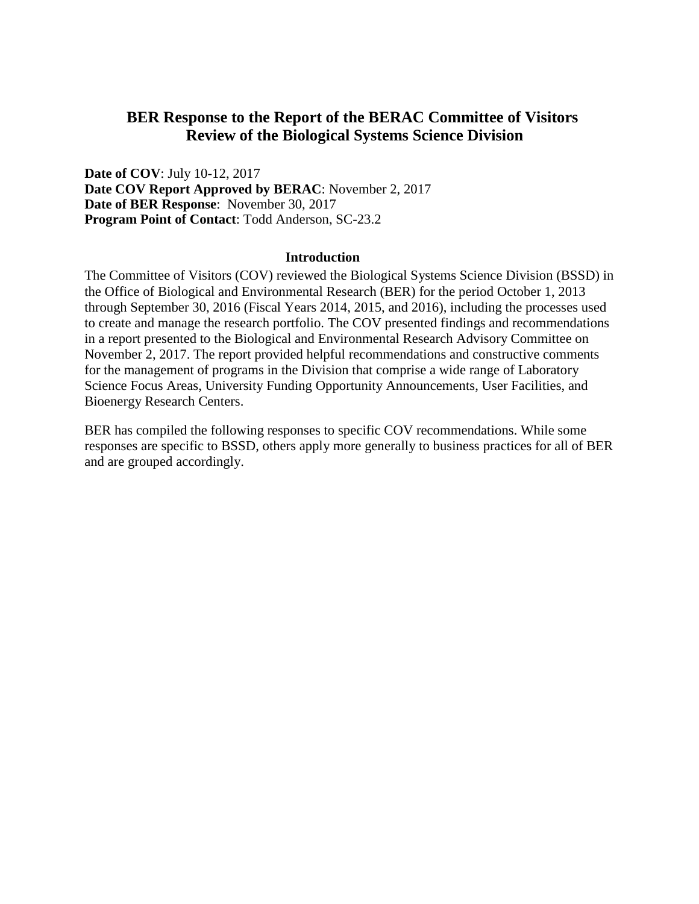# BER Response to the Report of the BERAC Committee of Visitors Review of the Biological Systems Science Division

**Date of COV**: July 10-12, 2017
**Date COV Report Approved by BERAC**: November 2, 2017
**Date of BER Response**: November 30, 2017
**Program Point of Contact**: Todd Anderson, SC-23.2

## Introduction

The Committee of Visitors (COV) reviewed the Biological Systems Science Division (BSSD) in the Office of Biological and Environmental Research (BER) for the period October 1, 2013 through September 30, 2016 (Fiscal Years 2014, 2015, and 2016), including the processes used to create and manage the research portfolio. The COV presented findings and recommendations in a report presented to the Biological and Environmental Research Advisory Committee on November 2, 2017. The report provided helpful recommendations and constructive comments for the management of programs in the Division that comprise a wide range of Laboratory Science Focus Areas, University Funding Opportunity Announcements, User Facilities, and Bioenergy Research Centers.

BER has compiled the following responses to specific COV recommendations. While some responses are specific to BSSD, others apply more generally to business practices for all of BER and are grouped accordingly.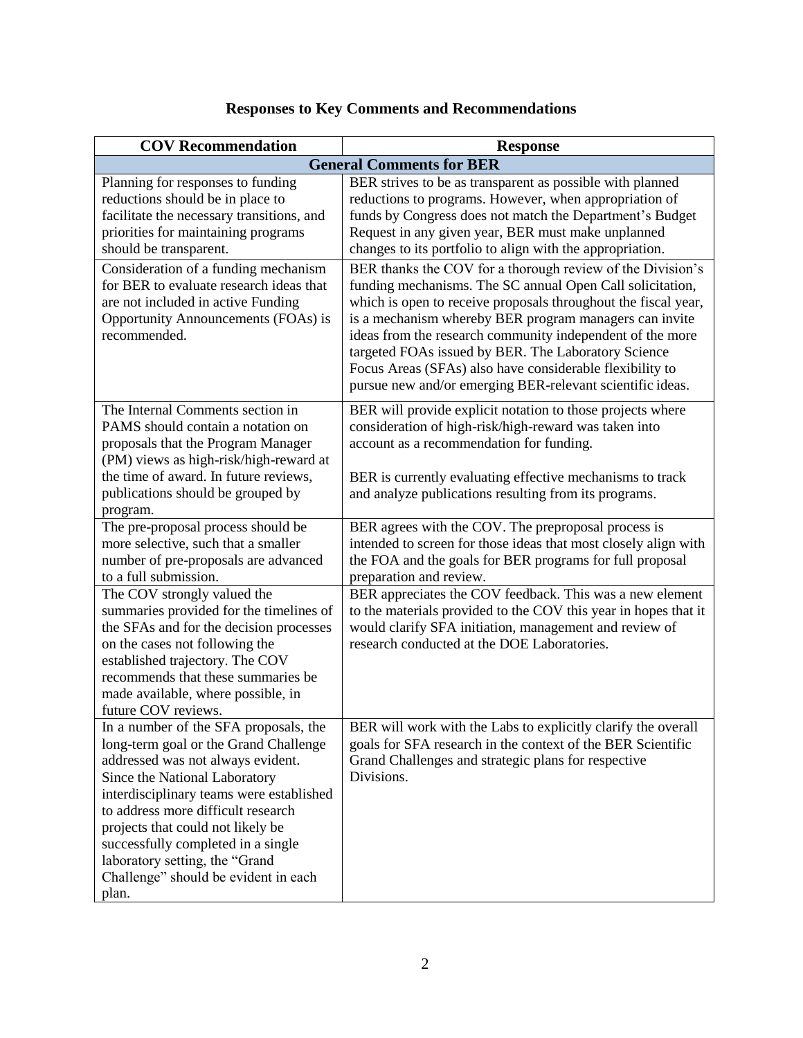## Responses to Key Comments and Recommendations

| COV Recommendation | Response |
|---|---|
| **General Comments for BER** | |
| Planning for responses to funding reductions should be in place to facilitate the necessary transitions, and priorities for maintaining programs should be transparent. | BER strives to be as transparent as possible with planned reductions to programs. However, when appropriation of funds by Congress does not match the Department's Budget Request in any given year, BER must make unplanned changes to its portfolio to align with the appropriation. |
| Consideration of a funding mechanism for BER to evaluate research ideas that are not included in active Funding Opportunity Announcements (FOAs) is recommended. | BER thanks the COV for a thorough review of the Division's funding mechanisms. The SC annual Open Call solicitation, which is open to receive proposals throughout the fiscal year, is a mechanism whereby BER program managers can invite ideas from the research community independent of the more targeted FOAs issued by BER. The Laboratory Science Focus Areas (SFAs) also have considerable flexibility to pursue new and/or emerging BER-relevant scientific ideas. |
| The Internal Comments section in PAMS should contain a notation on proposals that the Program Manager (PM) views as high-risk/high-reward at the time of award. In future reviews, publications should be grouped by program. | BER will provide explicit notation to those projects where consideration of high-risk/high-reward was taken into account as a recommendation for funding.<br><br>BER is currently evaluating effective mechanisms to track and analyze publications resulting from its programs. |
| The pre-proposal process should be more selective, such that a smaller number of pre-proposals are advanced to a full submission. | BER agrees with the COV. The preproposal process is intended to screen for those ideas that most closely align with the FOA and the goals for BER programs for full proposal preparation and review. |
| The COV strongly valued the summaries provided for the timelines of the SFAs and for the decision processes on the cases not following the established trajectory. The COV recommends that these summaries be made available, where possible, in future COV reviews. | BER appreciates the COV feedback. This was a new element to the materials provided to the COV this year in hopes that it would clarify SFA initiation, management and review of research conducted at the DOE Laboratories. |
| In a number of the SFA proposals, the long-term goal or the Grand Challenge addressed was not always evident. Since the National Laboratory interdisciplinary teams were established to address more difficult research projects that could not likely be successfully completed in a single laboratory setting, the "Grand Challenge" should be evident in each plan. | BER will work with the Labs to explicitly clarify the overall goals for SFA research in the context of the BER Scientific Grand Challenges and strategic plans for respective Divisions. |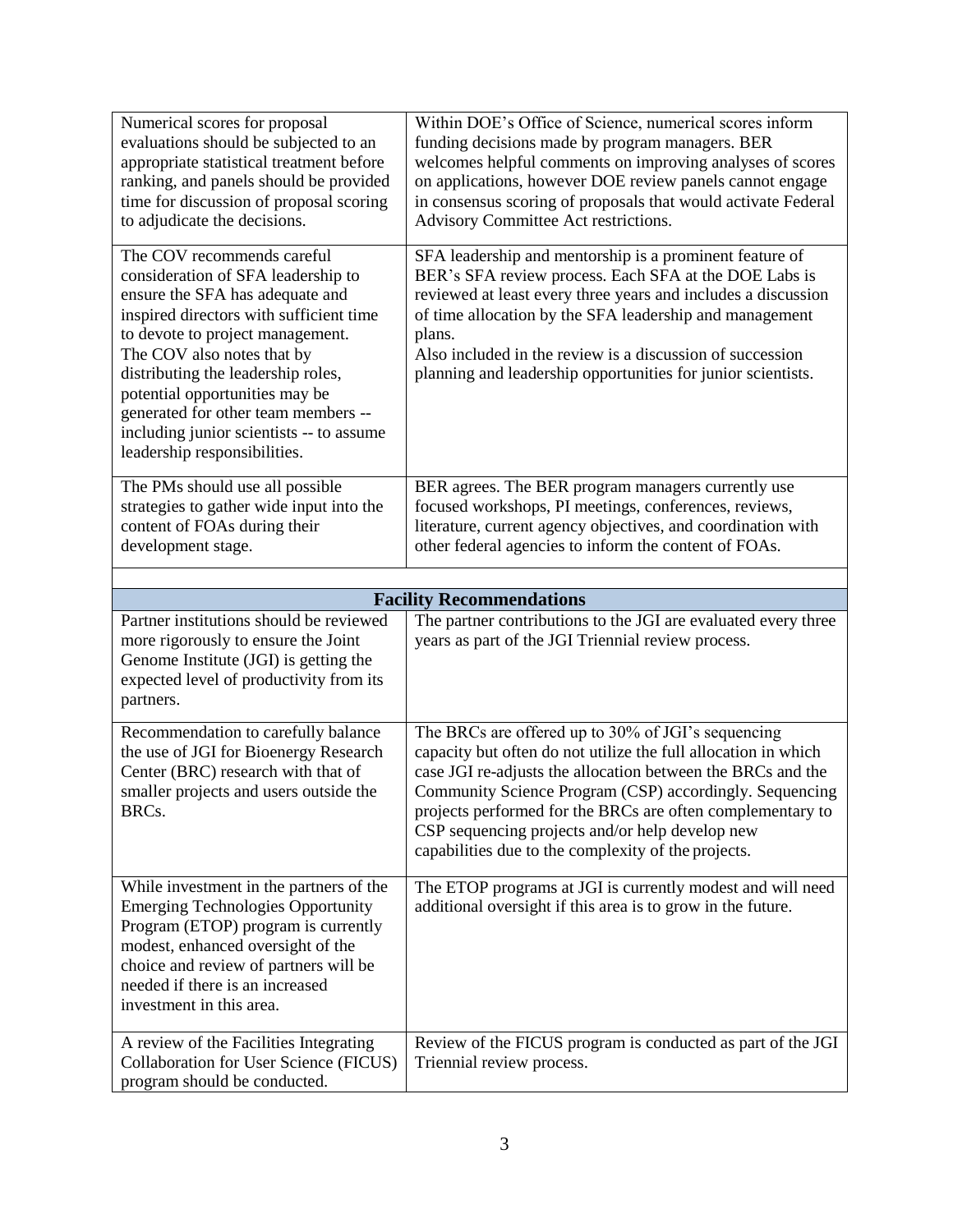| | |
|---|---|
| Numerical scores for proposal evaluations should be subjected to an appropriate statistical treatment before ranking, and panels should be provided time for discussion of proposal scoring to adjudicate the decisions. | Within DOE's Office of Science, numerical scores inform funding decisions made by program managers. BER welcomes helpful comments on improving analyses of scores on applications, however DOE review panels cannot engage in consensus scoring of proposals that would activate Federal Advisory Committee Act restrictions. |
| The COV recommends careful consideration of SFA leadership to ensure the SFA has adequate and inspired directors with sufficient time to devote to project management. The COV also notes that by distributing the leadership roles, potential opportunities may be generated for other team members -- including junior scientists -- to assume leadership responsibilities. | SFA leadership and mentorship is a prominent feature of BER's SFA review process. Each SFA at the DOE Labs is reviewed at least every three years and includes a discussion of time allocation by the SFA leadership and management plans. Also included in the review is a discussion of succession planning and leadership opportunities for junior scientists. |
| The PMs should use all possible strategies to gather wide input into the content of FOAs during their development stage. | BER agrees. The BER program managers currently use focused workshops, PI meetings, conferences, reviews, literature, current agency objectives, and coordination with other federal agencies to inform the content of FOAs. |

| **Facility Recommendations** | |
|---|---|
| Partner institutions should be reviewed more rigorously to ensure the Joint Genome Institute (JGI) is getting the expected level of productivity from its partners. | The partner contributions to the JGI are evaluated every three years as part of the JGI Triennial review process. |
| Recommendation to carefully balance the use of JGI for Bioenergy Research Center (BRC) research with that of smaller projects and users outside the BRCs. | The BRCs are offered up to 30% of JGI's sequencing capacity but often do not utilize the full allocation in which case JGI re-adjusts the allocation between the BRCs and the Community Science Program (CSP) accordingly. Sequencing projects performed for the BRCs are often complementary to CSP sequencing projects and/or help develop new capabilities due to the complexity of the projects. |
| While investment in the partners of the Emerging Technologies Opportunity Program (ETOP) program is currently modest, enhanced oversight of the choice and review of partners will be needed if there is an increased investment in this area. | The ETOP programs at JGI is currently modest and will need additional oversight if this area is to grow in the future. |
| A review of the Facilities Integrating Collaboration for User Science (FICUS) program should be conducted. | Review of the FICUS program is conducted as part of the JGI Triennial review process. |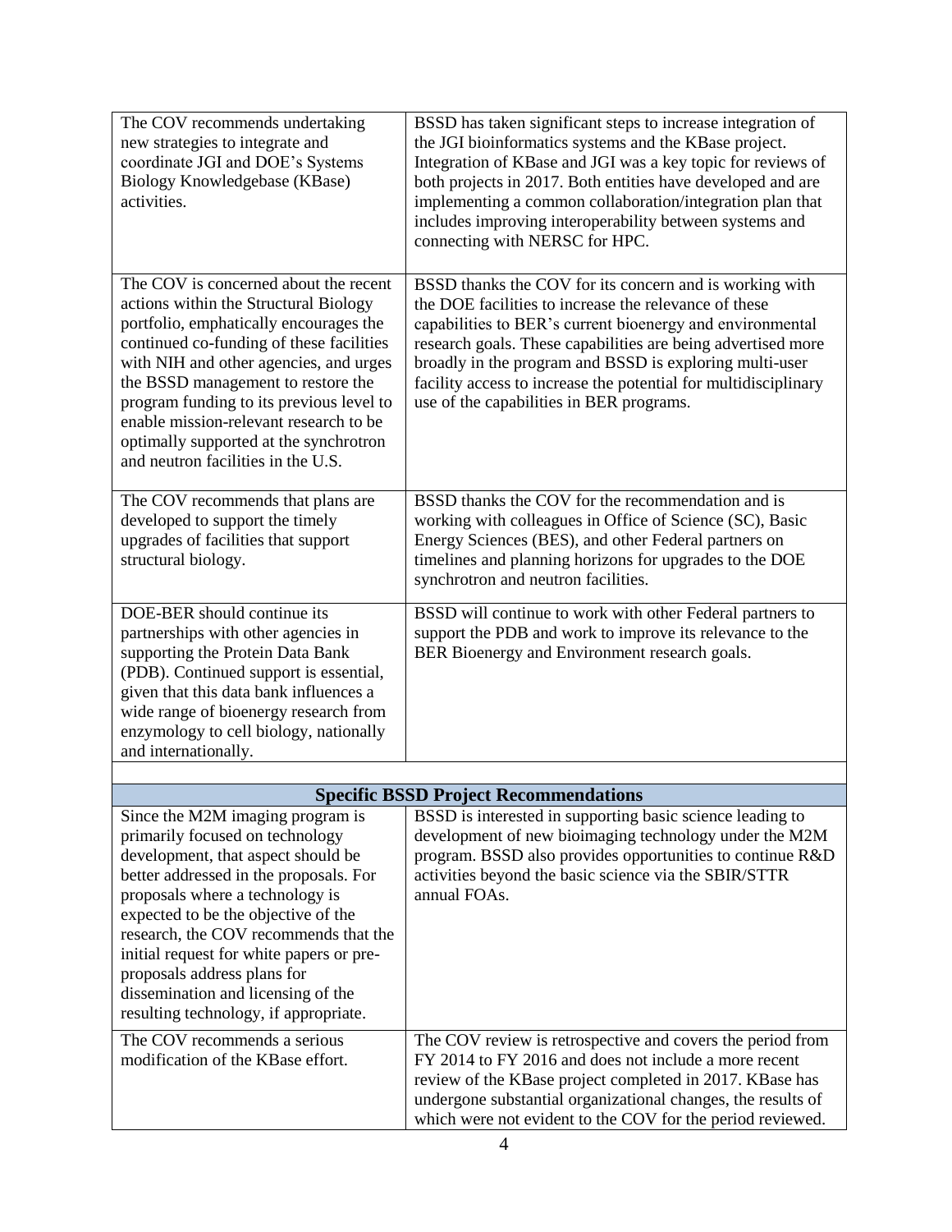| | |
|---|---|
| The COV recommends undertaking new strategies to integrate and coordinate JGI and DOE's Systems Biology Knowledgebase (KBase) activities. | BSSD has taken significant steps to increase integration of the JGI bioinformatics systems and the KBase project. Integration of KBase and JGI was a key topic for reviews of both projects in 2017. Both entities have developed and are implementing a common collaboration/integration plan that includes improving interoperability between systems and connecting with NERSC for HPC. |
| The COV is concerned about the recent actions within the Structural Biology portfolio, emphatically encourages the continued co-funding of these facilities with NIH and other agencies, and urges the BSSD management to restore the program funding to its previous level to enable mission-relevant research to be optimally supported at the synchrotron and neutron facilities in the U.S. | BSSD thanks the COV for its concern and is working with the DOE facilities to increase the relevance of these capabilities to BER's current bioenergy and environmental research goals. These capabilities are being advertised more broadly in the program and BSSD is exploring multi-user facility access to increase the potential for multidisciplinary use of the capabilities in BER programs. |
| The COV recommends that plans are developed to support the timely upgrades of facilities that support structural biology. | BSSD thanks the COV for the recommendation and is working with colleagues in Office of Science (SC), Basic Energy Sciences (BES), and other Federal partners on timelines and planning horizons for upgrades to the DOE synchrotron and neutron facilities. |
| DOE-BER should continue its partnerships with other agencies in supporting the Protein Data Bank (PDB). Continued support is essential, given that this data bank influences a wide range of bioenergy research from enzymology to cell biology, nationally and internationally. | BSSD will continue to work with other Federal partners to support the PDB and work to improve its relevance to the BER Bioenergy and Environment research goals. |
| | |
| **Specific BSSD Project Recommendations** | |
| Since the M2M imaging program is primarily focused on technology development, that aspect should be better addressed in the proposals. For proposals where a technology is expected to be the objective of the research, the COV recommends that the initial request for white papers or pre-proposals address plans for dissemination and licensing of the resulting technology, if appropriate. | BSSD is interested in supporting basic science leading to development of new bioimaging technology under the M2M program. BSSD also provides opportunities to continue R&D activities beyond the basic science via the SBIR/STTR annual FOAs. |
| The COV recommends a serious modification of the KBase effort. | The COV review is retrospective and covers the period from FY 2014 to FY 2016 and does not include a more recent review of the KBase project completed in 2017. KBase has undergone substantial organizational changes, the results of which were not evident to the COV for the period reviewed. |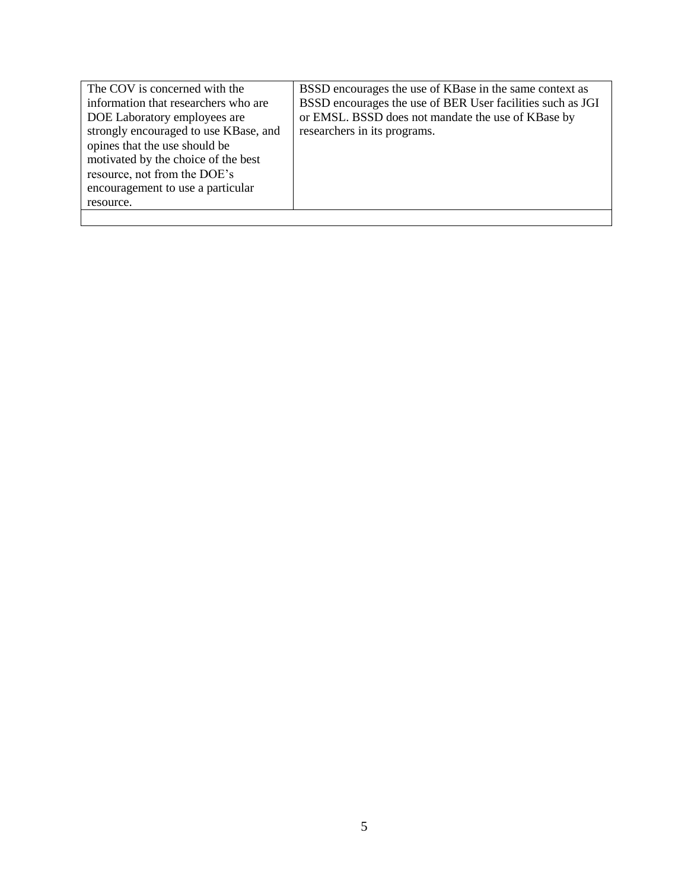| | |
|---|---|
| The COV is concerned with the information that researchers who are DOE Laboratory employees are strongly encouraged to use KBase, and opines that the use should be motivated by the choice of the best resource, not from the DOE's encouragement to use a particular resource. | BSSD encourages the use of KBase in the same context as BSSD encourages the use of BER User facilities such as JGI or EMSL. BSSD does not mandate the use of KBase by researchers in its programs. |
| | |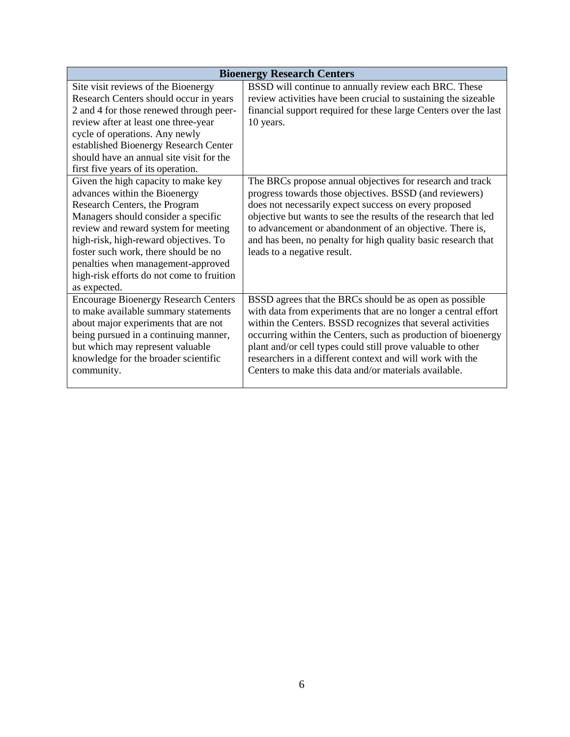| Bioenergy Research Centers | |
|---|---|
| Site visit reviews of the Bioenergy Research Centers should occur in years 2 and 4 for those renewed through peer-review after at least one three-year cycle of operations. Any newly established Bioenergy Research Center should have an annual site visit for the first five years of its operation. | BSSD will continue to annually review each BRC. These review activities have been crucial to sustaining the sizeable financial support required for these large Centers over the last 10 years. |
| Given the high capacity to make key advances within the Bioenergy Research Centers, the Program Managers should consider a specific review and reward system for meeting high-risk, high-reward objectives. To foster such work, there should be no penalties when management-approved high-risk efforts do not come to fruition as expected. | The BRCs propose annual objectives for research and track progress towards those objectives. BSSD (and reviewers) does not necessarily expect success on every proposed objective but wants to see the results of the research that led to advancement or abandonment of an objective. There is, and has been, no penalty for high quality basic research that leads to a negative result. |
| Encourage Bioenergy Research Centers to make available summary statements about major experiments that are not being pursued in a continuing manner, but which may represent valuable knowledge for the broader scientific community. | BSSD agrees that the BRCs should be as open as possible with data from experiments that are no longer a central effort within the Centers. BSSD recognizes that several activities occurring within the Centers, such as production of bioenergy plant and/or cell types could still prove valuable to other researchers in a different context and will work with the Centers to make this data and/or materials available. |